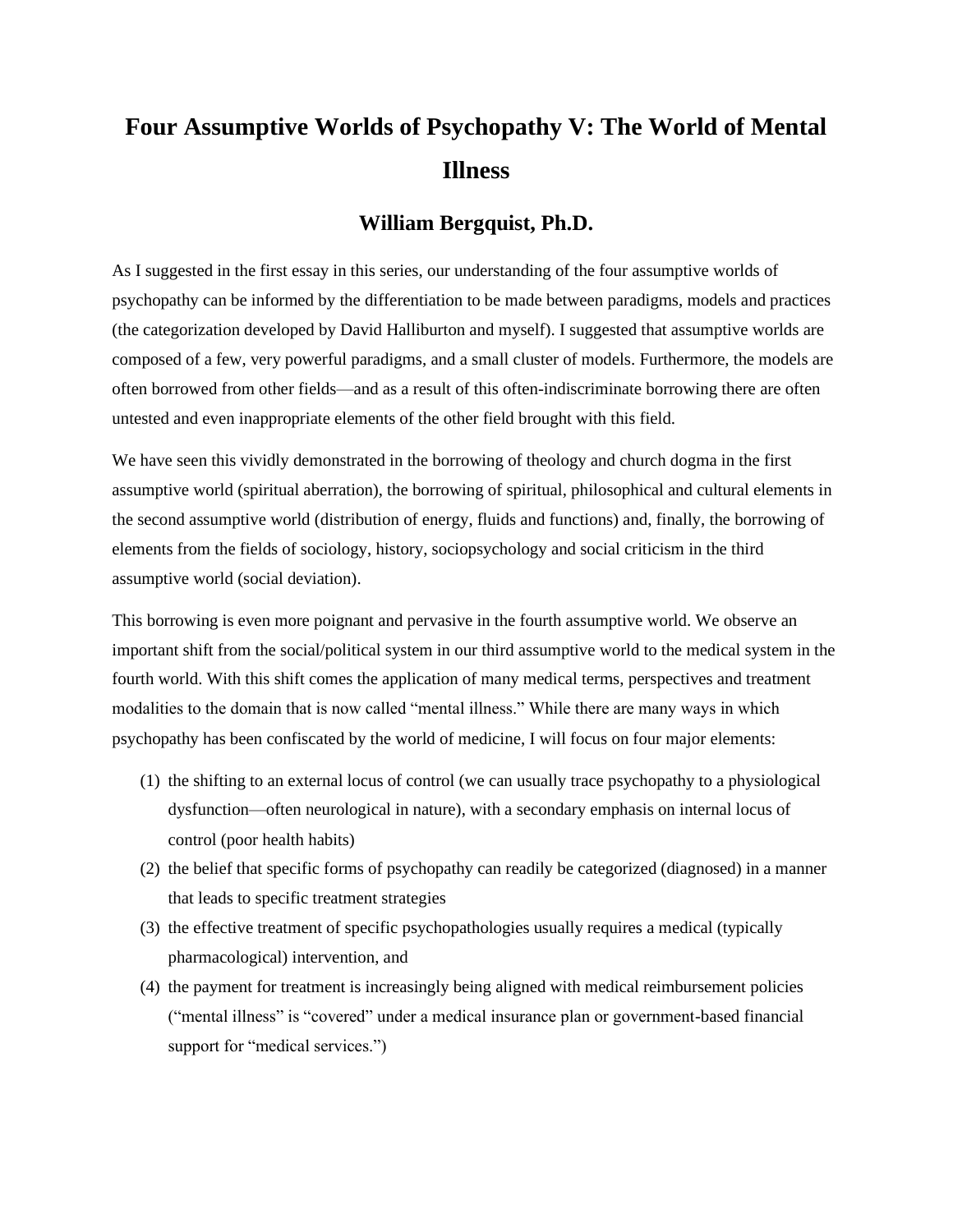# Four Assumptive Worlds of Psychopathy V: The World of Mental Illness

## William Bergquist, Ph.D.

As I suggested in the first essay in this series, our understanding of the four assumptive worlds of psychopathy can be informed by the differentiation to be made between paradigms, models and practices (the categorization developed by David Halliburton and myself). I suggested that assumptive worlds are composed of a few, very powerful paradigms, and a small cluster of models. Furthermore, the models are often borrowed from other fields—and as a result of this often-indiscriminate borrowing there are often untested and even inappropriate elements of the other field brought with this field.

We have seen this vividly demonstrated in the borrowing of theology and church dogma in the first assumptive world (spiritual aberration), the borrowing of spiritual, philosophical and cultural elements in the second assumptive world (distribution of energy, fluids and functions) and, finally, the borrowing of elements from the fields of sociology, history, sociopsychology and social criticism in the third assumptive world (social deviation).

This borrowing is even more poignant and pervasive in the fourth assumptive world. We observe an important shift from the social/political system in our third assumptive world to the medical system in the fourth world. With this shift comes the application of many medical terms, perspectives and treatment modalities to the domain that is now called "mental illness." While there are many ways in which psychopathy has been confiscated by the world of medicine, I will focus on four major elements:

1. the shifting to an external locus of control (we can usually trace psychopathy to a physiological dysfunction—often neurological in nature), with a secondary emphasis on internal locus of control (poor health habits)
2. the belief that specific forms of psychopathy can readily be categorized (diagnosed) in a manner that leads to specific treatment strategies
3. the effective treatment of specific psychopathologies usually requires a medical (typically pharmacological) intervention, and
4. the payment for treatment is increasingly being aligned with medical reimbursement policies ("mental illness" is "covered" under a medical insurance plan or government-based financial support for "medical services.")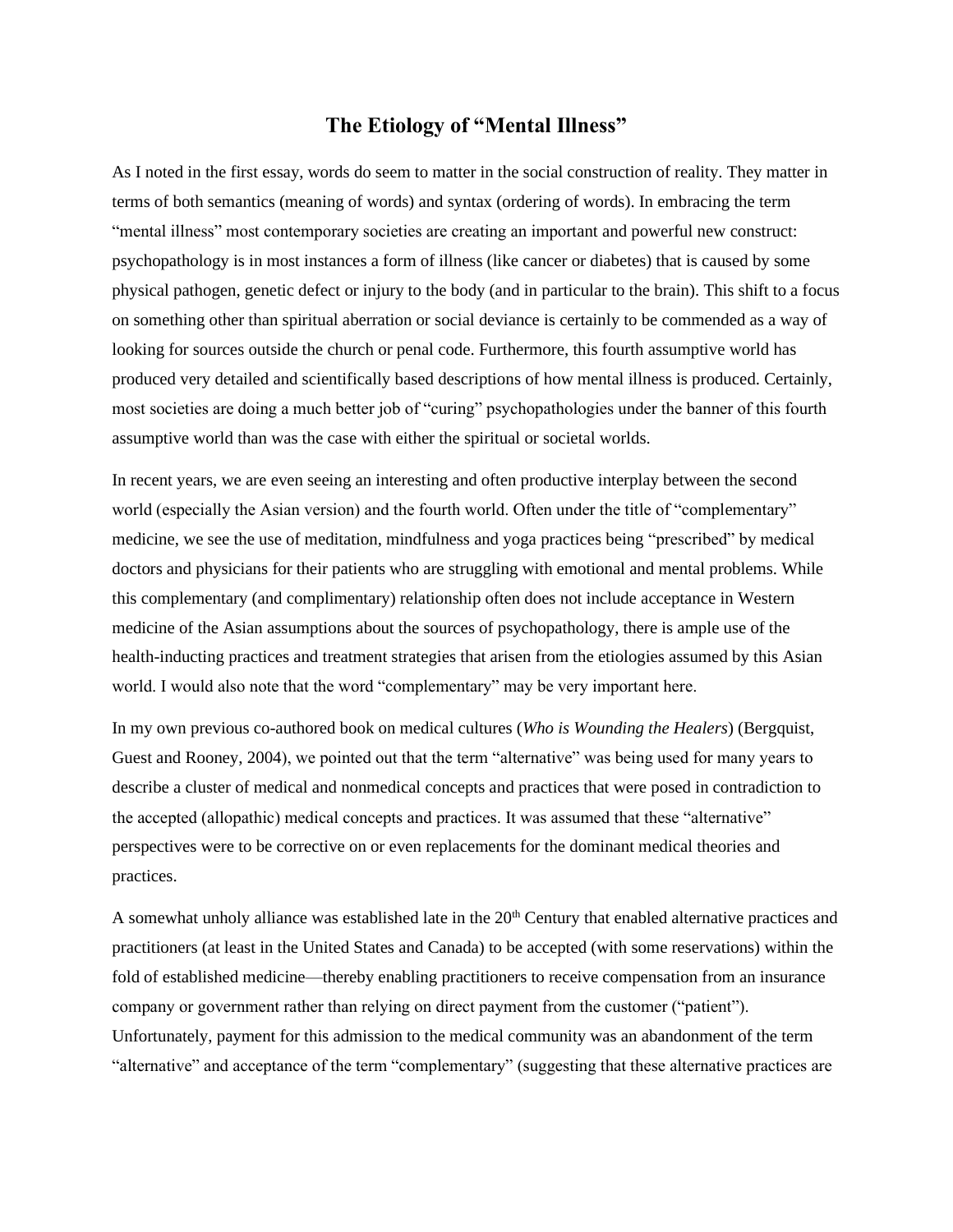# The Etiology of "Mental Illness"

As I noted in the first essay, words do seem to matter in the social construction of reality. They matter in terms of both semantics (meaning of words) and syntax (ordering of words). In embracing the term "mental illness" most contemporary societies are creating an important and powerful new construct: psychopathology is in most instances a form of illness (like cancer or diabetes) that is caused by some physical pathogen, genetic defect or injury to the body (and in particular to the brain). This shift to a focus on something other than spiritual aberration or social deviance is certainly to be commended as a way of looking for sources outside the church or penal code. Furthermore, this fourth assumptive world has produced very detailed and scientifically based descriptions of how mental illness is produced. Certainly, most societies are doing a much better job of "curing" psychopathologies under the banner of this fourth assumptive world than was the case with either the spiritual or societal worlds.

In recent years, we are even seeing an interesting and often productive interplay between the second world (especially the Asian version) and the fourth world. Often under the title of "complementary" medicine, we see the use of meditation, mindfulness and yoga practices being "prescribed" by medical doctors and physicians for their patients who are struggling with emotional and mental problems. While this complementary (and complimentary) relationship often does not include acceptance in Western medicine of the Asian assumptions about the sources of psychopathology, there is ample use of the health-inducting practices and treatment strategies that arisen from the etiologies assumed by this Asian world. I would also note that the word "complementary" may be very important here.

In my own previous co-authored book on medical cultures (*Who is Wounding the Healers*) (Bergquist, Guest and Rooney, 2004), we pointed out that the term "alternative" was being used for many years to describe a cluster of medical and nonmedical concepts and practices that were posed in contradiction to the accepted (allopathic) medical concepts and practices. It was assumed that these "alternative" perspectives were to be corrective on or even replacements for the dominant medical theories and practices.

A somewhat unholy alliance was established late in the 20th Century that enabled alternative practices and practitioners (at least in the United States and Canada) to be accepted (with some reservations) within the fold of established medicine—thereby enabling practitioners to receive compensation from an insurance company or government rather than relying on direct payment from the customer ("patient"). Unfortunately, payment for this admission to the medical community was an abandonment of the term "alternative" and acceptance of the term "complementary" (suggesting that these alternative practices are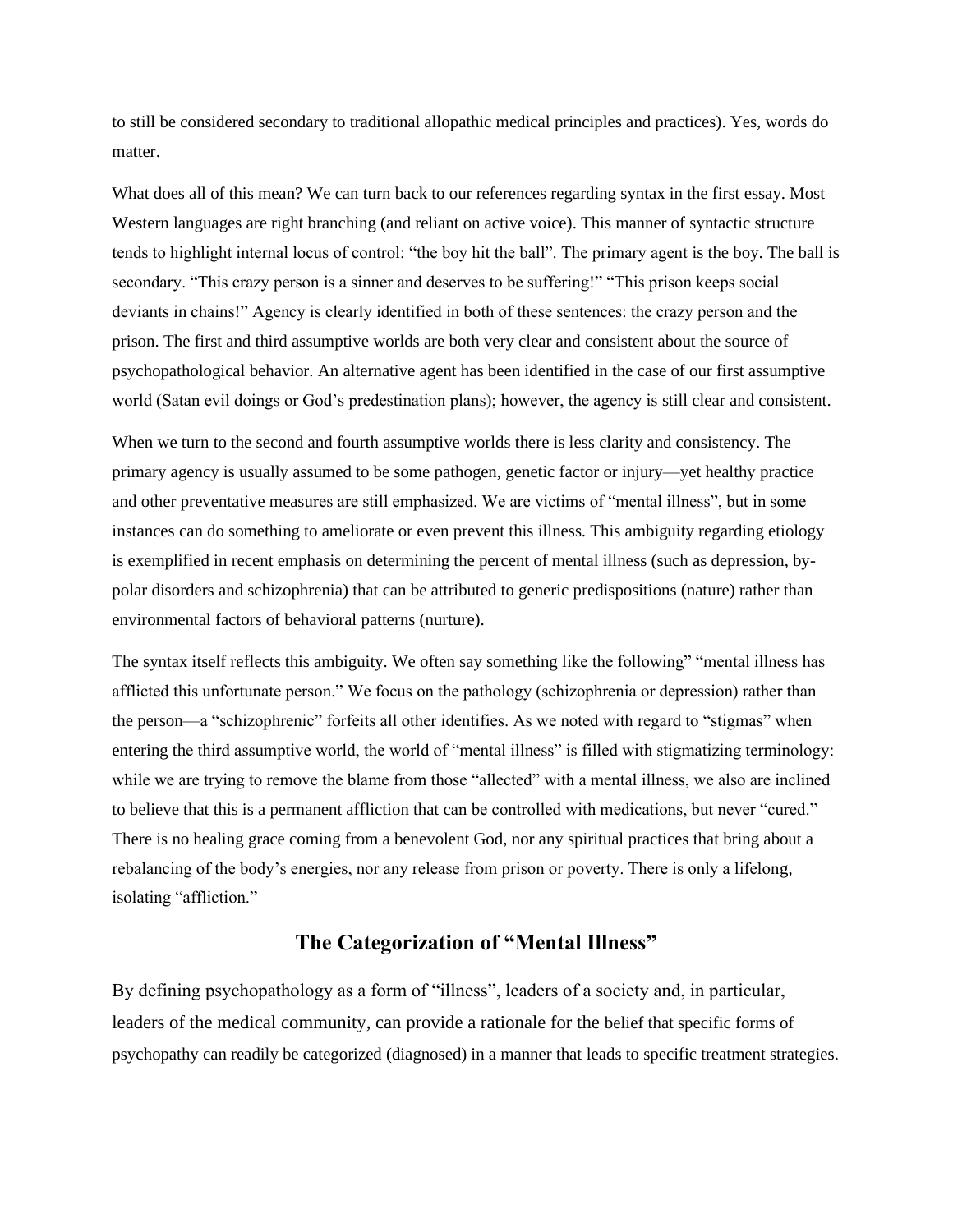to still be considered secondary to traditional allopathic medical principles and practices). Yes, words do matter.

What does all of this mean? We can turn back to our references regarding syntax in the first essay. Most Western languages are right branching (and reliant on active voice). This manner of syntactic structure tends to highlight internal locus of control: "the boy hit the ball". The primary agent is the boy. The ball is secondary. "This crazy person is a sinner and deserves to be suffering!" "This prison keeps social deviants in chains!" Agency is clearly identified in both of these sentences: the crazy person and the prison. The first and third assumptive worlds are both very clear and consistent about the source of psychopathological behavior. An alternative agent has been identified in the case of our first assumptive world (Satan evil doings or God's predestination plans); however, the agency is still clear and consistent.

When we turn to the second and fourth assumptive worlds there is less clarity and consistency. The primary agency is usually assumed to be some pathogen, genetic factor or injury—yet healthy practice and other preventative measures are still emphasized. We are victims of "mental illness", but in some instances can do something to ameliorate or even prevent this illness. This ambiguity regarding etiology is exemplified in recent emphasis on determining the percent of mental illness (such as depression, by-polar disorders and schizophrenia) that can be attributed to generic predispositions (nature) rather than environmental factors of behavioral patterns (nurture).

The syntax itself reflects this ambiguity. We often say something like the following" "mental illness has afflicted this unfortunate person." We focus on the pathology (schizophrenia or depression) rather than the person—a "schizophrenic" forfeits all other identifies. As we noted with regard to "stigmas" when entering the third assumptive world, the world of "mental illness" is filled with stigmatizing terminology: while we are trying to remove the blame from those "allected" with a mental illness, we also are inclined to believe that this is a permanent affliction that can be controlled with medications, but never "cured." There is no healing grace coming from a benevolent God, nor any spiritual practices that bring about a rebalancing of the body's energies, nor any release from prison or poverty. There is only a lifelong, isolating "affliction."

## The Categorization of "Mental Illness"

By defining psychopathology as a form of "illness", leaders of a society and, in particular, leaders of the medical community, can provide a rationale for the belief that specific forms of psychopathy can readily be categorized (diagnosed) in a manner that leads to specific treatment strategies.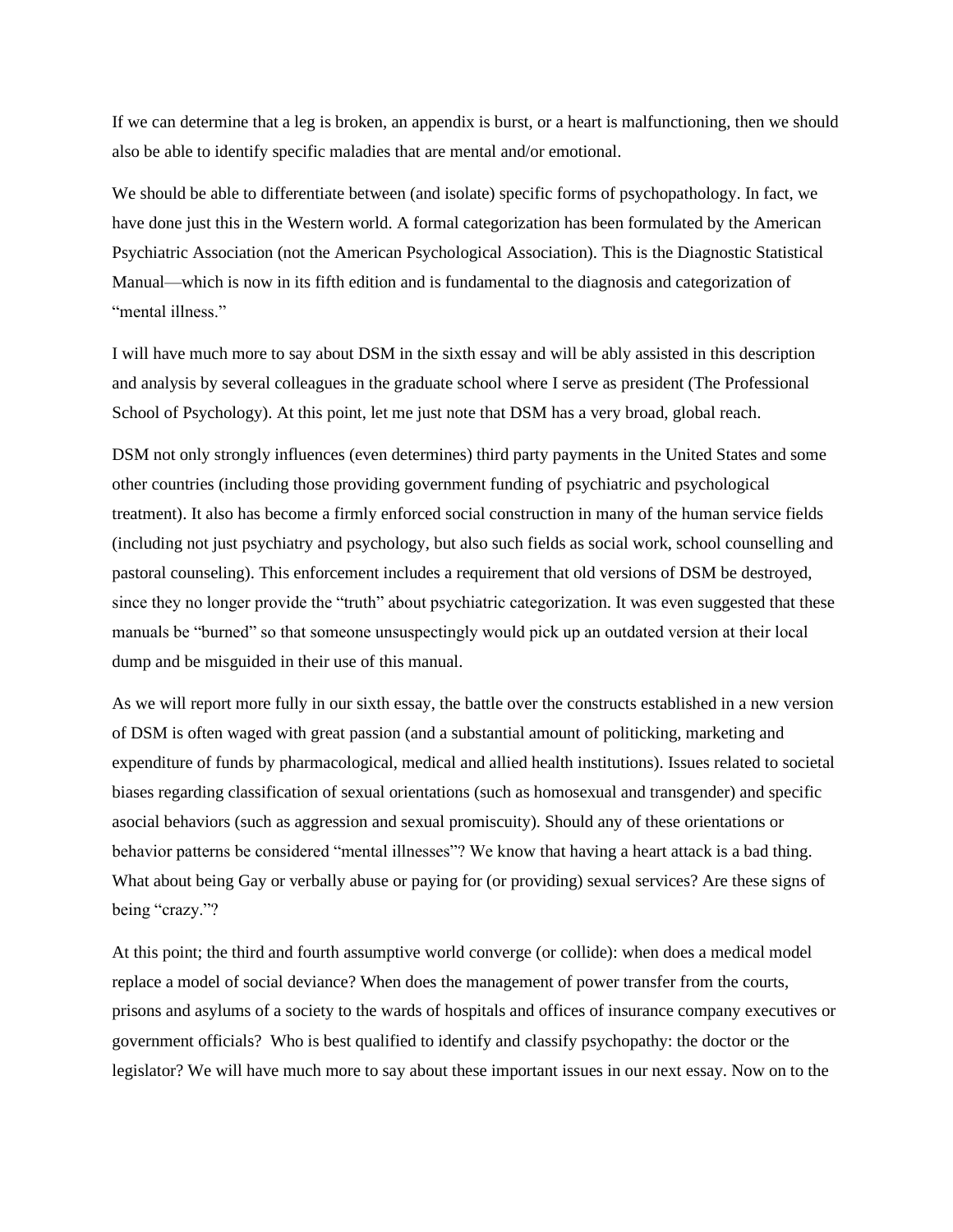If we can determine that a leg is broken, an appendix is burst, or a heart is malfunctioning, then we should also be able to identify specific maladies that are mental and/or emotional.

We should be able to differentiate between (and isolate) specific forms of psychopathology. In fact, we have done just this in the Western world. A formal categorization has been formulated by the American Psychiatric Association (not the American Psychological Association). This is the Diagnostic Statistical Manual—which is now in its fifth edition and is fundamental to the diagnosis and categorization of "mental illness."

I will have much more to say about DSM in the sixth essay and will be ably assisted in this description and analysis by several colleagues in the graduate school where I serve as president (The Professional School of Psychology). At this point, let me just note that DSM has a very broad, global reach.

DSM not only strongly influences (even determines) third party payments in the United States and some other countries (including those providing government funding of psychiatric and psychological treatment). It also has become a firmly enforced social construction in many of the human service fields (including not just psychiatry and psychology, but also such fields as social work, school counselling and pastoral counseling). This enforcement includes a requirement that old versions of DSM be destroyed, since they no longer provide the "truth" about psychiatric categorization. It was even suggested that these manuals be "burned" so that someone unsuspectingly would pick up an outdated version at their local dump and be misguided in their use of this manual.

As we will report more fully in our sixth essay, the battle over the constructs established in a new version of DSM is often waged with great passion (and a substantial amount of politicking, marketing and expenditure of funds by pharmacological, medical and allied health institutions). Issues related to societal biases regarding classification of sexual orientations (such as homosexual and transgender) and specific asocial behaviors (such as aggression and sexual promiscuity). Should any of these orientations or behavior patterns be considered "mental illnesses"? We know that having a heart attack is a bad thing. What about being Gay or verbally abuse or paying for (or providing) sexual services? Are these signs of being "crazy."?

At this point; the third and fourth assumptive world converge (or collide): when does a medical model replace a model of social deviance? When does the management of power transfer from the courts, prisons and asylums of a society to the wards of hospitals and offices of insurance company executives or government officials? Who is best qualified to identify and classify psychopathy: the doctor or the legislator? We will have much more to say about these important issues in our next essay. Now on to the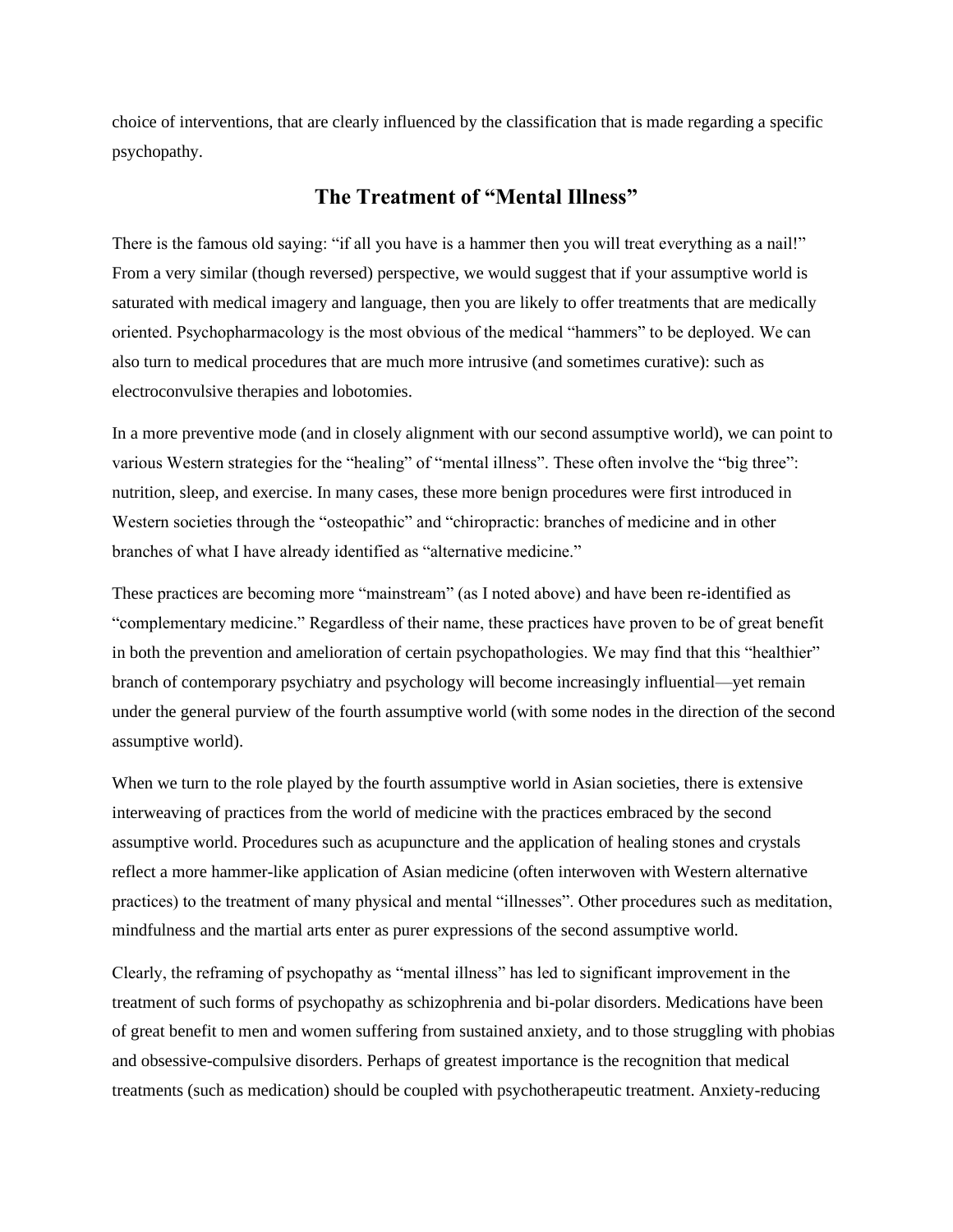choice of interventions, that are clearly influenced by the classification that is made regarding a specific psychopathy.

## The Treatment of "Mental Illness"

There is the famous old saying: "if all you have is a hammer then you will treat everything as a nail!" From a very similar (though reversed) perspective, we would suggest that if your assumptive world is saturated with medical imagery and language, then you are likely to offer treatments that are medically oriented. Psychopharmacology is the most obvious of the medical "hammers" to be deployed. We can also turn to medical procedures that are much more intrusive (and sometimes curative): such as electroconvulsive therapies and lobotomies.

In a more preventive mode (and in closely alignment with our second assumptive world), we can point to various Western strategies for the "healing" of "mental illness". These often involve the "big three": nutrition, sleep, and exercise. In many cases, these more benign procedures were first introduced in Western societies through the "osteopathic" and "chiropractic: branches of medicine and in other branches of what I have already identified as "alternative medicine."

These practices are becoming more "mainstream" (as I noted above) and have been re-identified as "complementary medicine." Regardless of their name, these practices have proven to be of great benefit in both the prevention and amelioration of certain psychopathologies. We may find that this "healthier" branch of contemporary psychiatry and psychology will become increasingly influential—yet remain under the general purview of the fourth assumptive world (with some nodes in the direction of the second assumptive world).

When we turn to the role played by the fourth assumptive world in Asian societies, there is extensive interweaving of practices from the world of medicine with the practices embraced by the second assumptive world. Procedures such as acupuncture and the application of healing stones and crystals reflect a more hammer-like application of Asian medicine (often interwoven with Western alternative practices) to the treatment of many physical and mental "illnesses". Other procedures such as meditation, mindfulness and the martial arts enter as purer expressions of the second assumptive world.

Clearly, the reframing of psychopathy as "mental illness" has led to significant improvement in the treatment of such forms of psychopathy as schizophrenia and bi-polar disorders. Medications have been of great benefit to men and women suffering from sustained anxiety, and to those struggling with phobias and obsessive-compulsive disorders. Perhaps of greatest importance is the recognition that medical treatments (such as medication) should be coupled with psychotherapeutic treatment. Anxiety-reducing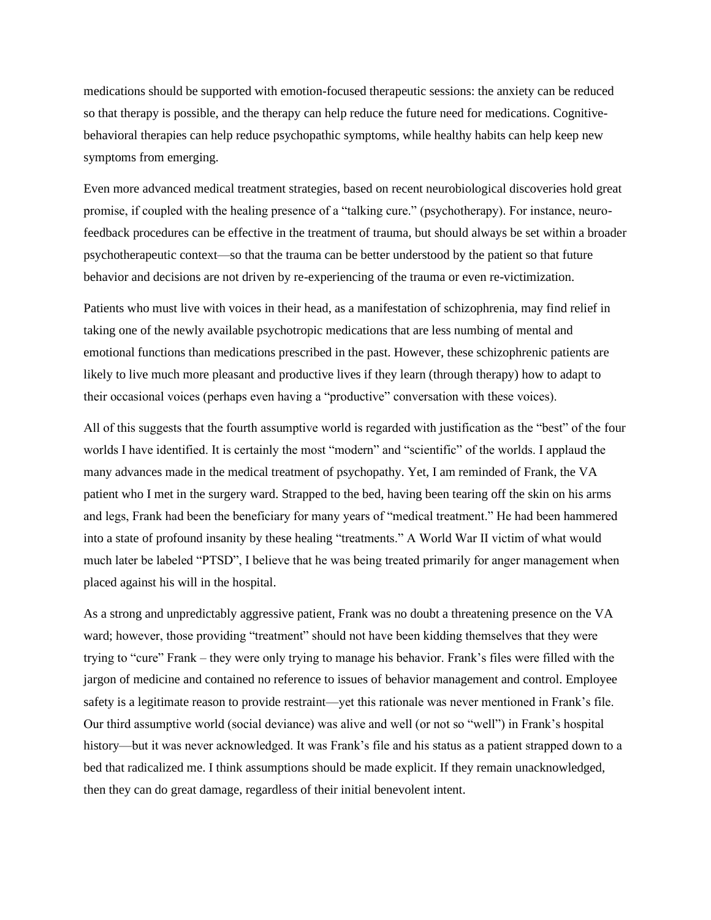medications should be supported with emotion-focused therapeutic sessions: the anxiety can be reduced so that therapy is possible, and the therapy can help reduce the future need for medications. Cognitive-behavioral therapies can help reduce psychopathic symptoms, while healthy habits can help keep new symptoms from emerging.

Even more advanced medical treatment strategies, based on recent neurobiological discoveries hold great promise, if coupled with the healing presence of a "talking cure." (psychotherapy). For instance, neuro-feedback procedures can be effective in the treatment of trauma, but should always be set within a broader psychotherapeutic context—so that the trauma can be better understood by the patient so that future behavior and decisions are not driven by re-experiencing of the trauma or even re-victimization.

Patients who must live with voices in their head, as a manifestation of schizophrenia, may find relief in taking one of the newly available psychotropic medications that are less numbing of mental and emotional functions than medications prescribed in the past. However, these schizophrenic patients are likely to live much more pleasant and productive lives if they learn (through therapy) how to adapt to their occasional voices (perhaps even having a "productive" conversation with these voices).

All of this suggests that the fourth assumptive world is regarded with justification as the "best" of the four worlds I have identified. It is certainly the most "modern" and "scientific" of the worlds. I applaud the many advances made in the medical treatment of psychopathy. Yet, I am reminded of Frank, the VA patient who I met in the surgery ward. Strapped to the bed, having been tearing off the skin on his arms and legs, Frank had been the beneficiary for many years of "medical treatment." He had been hammered into a state of profound insanity by these healing "treatments." A World War II victim of what would much later be labeled "PTSD", I believe that he was being treated primarily for anger management when placed against his will in the hospital.

As a strong and unpredictably aggressive patient, Frank was no doubt a threatening presence on the VA ward; however, those providing "treatment" should not have been kidding themselves that they were trying to "cure" Frank – they were only trying to manage his behavior. Frank's files were filled with the jargon of medicine and contained no reference to issues of behavior management and control. Employee safety is a legitimate reason to provide restraint—yet this rationale was never mentioned in Frank's file. Our third assumptive world (social deviance) was alive and well (or not so "well") in Frank's hospital history—but it was never acknowledged. It was Frank's file and his status as a patient strapped down to a bed that radicalized me. I think assumptions should be made explicit. If they remain unacknowledged, then they can do great damage, regardless of their initial benevolent intent.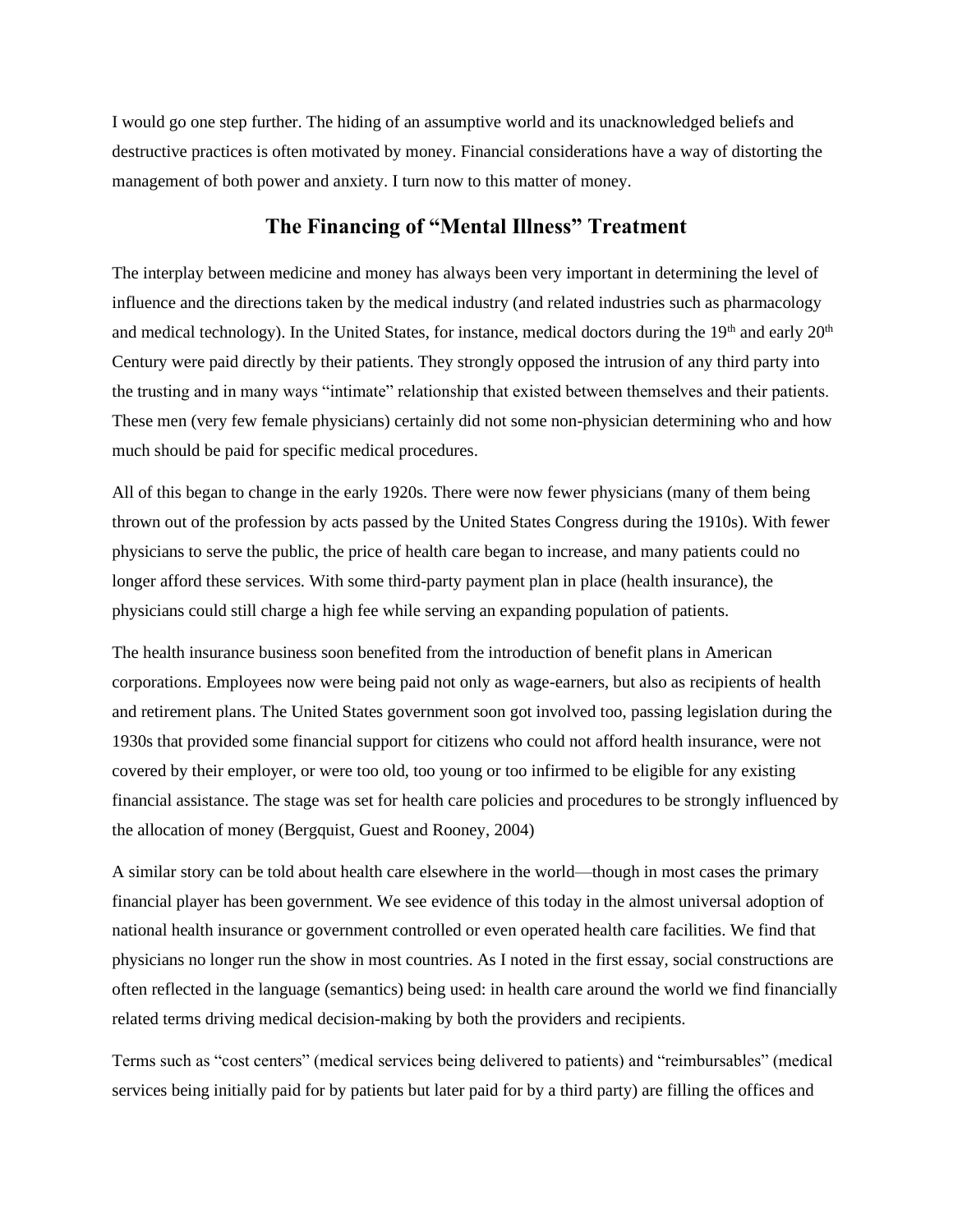I would go one step further. The hiding of an assumptive world and its unacknowledged beliefs and destructive practices is often motivated by money. Financial considerations have a way of distorting the management of both power and anxiety. I turn now to this matter of money.

## The Financing of "Mental Illness" Treatment

The interplay between medicine and money has always been very important in determining the level of influence and the directions taken by the medical industry (and related industries such as pharmacology and medical technology). In the United States, for instance, medical doctors during the 19th and early 20th Century were paid directly by their patients. They strongly opposed the intrusion of any third party into the trusting and in many ways "intimate" relationship that existed between themselves and their patients. These men (very few female physicians) certainly did not some non-physician determining who and how much should be paid for specific medical procedures.

All of this began to change in the early 1920s. There were now fewer physicians (many of them being thrown out of the profession by acts passed by the United States Congress during the 1910s). With fewer physicians to serve the public, the price of health care began to increase, and many patients could no longer afford these services. With some third-party payment plan in place (health insurance), the physicians could still charge a high fee while serving an expanding population of patients.

The health insurance business soon benefited from the introduction of benefit plans in American corporations. Employees now were being paid not only as wage-earners, but also as recipients of health and retirement plans. The United States government soon got involved too, passing legislation during the 1930s that provided some financial support for citizens who could not afford health insurance, were not covered by their employer, or were too old, too young or too infirmed to be eligible for any existing financial assistance. The stage was set for health care policies and procedures to be strongly influenced by the allocation of money (Bergquist, Guest and Rooney, 2004)

A similar story can be told about health care elsewhere in the world—though in most cases the primary financial player has been government. We see evidence of this today in the almost universal adoption of national health insurance or government controlled or even operated health care facilities. We find that physicians no longer run the show in most countries. As I noted in the first essay, social constructions are often reflected in the language (semantics) being used: in health care around the world we find financially related terms driving medical decision-making by both the providers and recipients.

Terms such as "cost centers" (medical services being delivered to patients) and "reimbursables" (medical services being initially paid for by patients but later paid for by a third party) are filling the offices and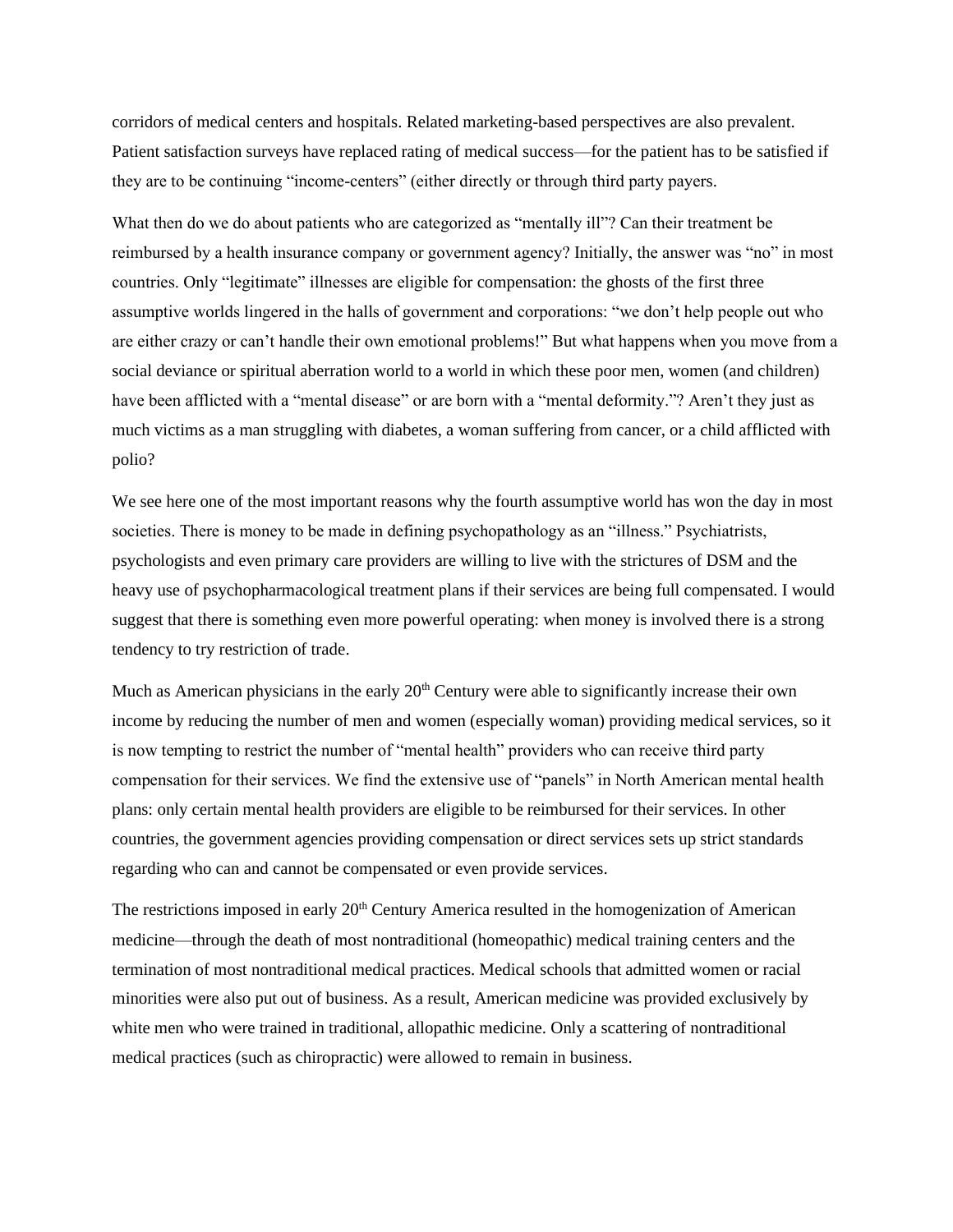corridors of medical centers and hospitals. Related marketing-based perspectives are also prevalent. Patient satisfaction surveys have replaced rating of medical success—for the patient has to be satisfied if they are to be continuing "income-centers" (either directly or through third party payers.

What then do we do about patients who are categorized as "mentally ill"? Can their treatment be reimbursed by a health insurance company or government agency? Initially, the answer was "no" in most countries. Only "legitimate" illnesses are eligible for compensation: the ghosts of the first three assumptive worlds lingered in the halls of government and corporations: "we don't help people out who are either crazy or can't handle their own emotional problems!" But what happens when you move from a social deviance or spiritual aberration world to a world in which these poor men, women (and children) have been afflicted with a "mental disease" or are born with a "mental deformity."? Aren't they just as much victims as a man struggling with diabetes, a woman suffering from cancer, or a child afflicted with polio?

We see here one of the most important reasons why the fourth assumptive world has won the day in most societies. There is money to be made in defining psychopathology as an "illness." Psychiatrists, psychologists and even primary care providers are willing to live with the strictures of DSM and the heavy use of psychopharmacological treatment plans if their services are being full compensated. I would suggest that there is something even more powerful operating: when money is involved there is a strong tendency to try restriction of trade.

Much as American physicians in the early 20th Century were able to significantly increase their own income by reducing the number of men and women (especially woman) providing medical services, so it is now tempting to restrict the number of "mental health" providers who can receive third party compensation for their services. We find the extensive use of "panels" in North American mental health plans: only certain mental health providers are eligible to be reimbursed for their services. In other countries, the government agencies providing compensation or direct services sets up strict standards regarding who can and cannot be compensated or even provide services.

The restrictions imposed in early 20th Century America resulted in the homogenization of American medicine—through the death of most nontraditional (homeopathic) medical training centers and the termination of most nontraditional medical practices. Medical schools that admitted women or racial minorities were also put out of business. As a result, American medicine was provided exclusively by white men who were trained in traditional, allopathic medicine. Only a scattering of nontraditional medical practices (such as chiropractic) were allowed to remain in business.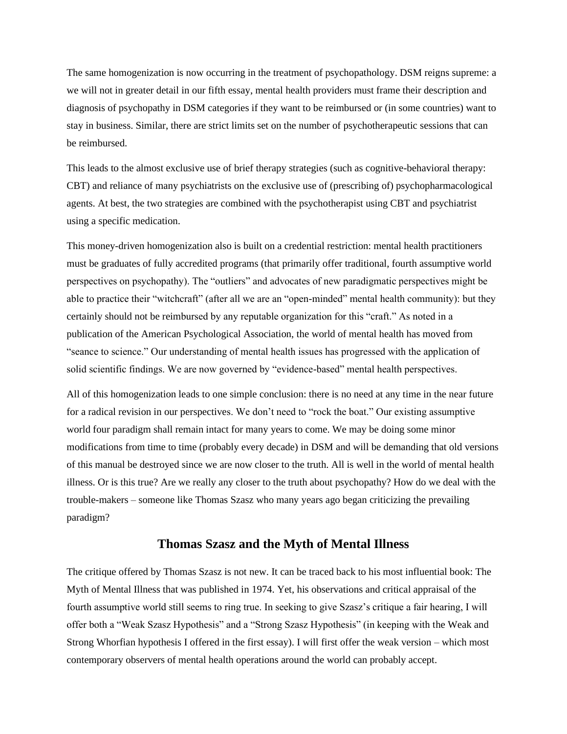The same homogenization is now occurring in the treatment of psychopathology. DSM reigns supreme: a we will not in greater detail in our fifth essay, mental health providers must frame their description and diagnosis of psychopathy in DSM categories if they want to be reimbursed or (in some countries) want to stay in business. Similar, there are strict limits set on the number of psychotherapeutic sessions that can be reimbursed.

This leads to the almost exclusive use of brief therapy strategies (such as cognitive-behavioral therapy: CBT) and reliance of many psychiatrists on the exclusive use of (prescribing of) psychopharmacological agents. At best, the two strategies are combined with the psychotherapist using CBT and psychiatrist using a specific medication.

This money-driven homogenization also is built on a credential restriction: mental health practitioners must be graduates of fully accredited programs (that primarily offer traditional, fourth assumptive world perspectives on psychopathy). The "outliers" and advocates of new paradigmatic perspectives might be able to practice their "witchcraft" (after all we are an "open-minded" mental health community): but they certainly should not be reimbursed by any reputable organization for this "craft." As noted in a publication of the American Psychological Association, the world of mental health has moved from "seance to science." Our understanding of mental health issues has progressed with the application of solid scientific findings. We are now governed by "evidence-based" mental health perspectives.

All of this homogenization leads to one simple conclusion: there is no need at any time in the near future for a radical revision in our perspectives. We don't need to "rock the boat." Our existing assumptive world four paradigm shall remain intact for many years to come. We may be doing some minor modifications from time to time (probably every decade) in DSM and will be demanding that old versions of this manual be destroyed since we are now closer to the truth. All is well in the world of mental health illness. Or is this true? Are we really any closer to the truth about psychopathy? How do we deal with the trouble-makers – someone like Thomas Szasz who many years ago began criticizing the prevailing paradigm?

## Thomas Szasz and the Myth of Mental Illness

The critique offered by Thomas Szasz is not new. It can be traced back to his most influential book: The Myth of Mental Illness that was published in 1974. Yet, his observations and critical appraisal of the fourth assumptive world still seems to ring true. In seeking to give Szasz's critique a fair hearing, I will offer both a "Weak Szasz Hypothesis" and a "Strong Szasz Hypothesis" (in keeping with the Weak and Strong Whorfian hypothesis I offered in the first essay). I will first offer the weak version – which most contemporary observers of mental health operations around the world can probably accept.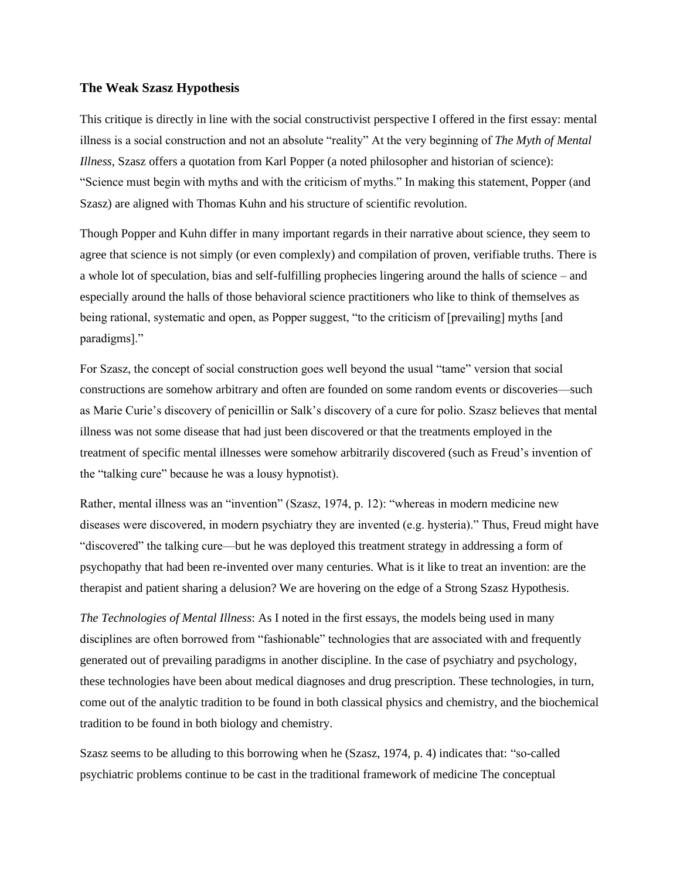### The Weak Szasz Hypothesis

This critique is directly in line with the social constructivist perspective I offered in the first essay: mental illness is a social construction and not an absolute "reality" At the very beginning of *The Myth of Mental Illness*, Szasz offers a quotation from Karl Popper (a noted philosopher and historian of science): "Science must begin with myths and with the criticism of myths." In making this statement, Popper (and Szasz) are aligned with Thomas Kuhn and his structure of scientific revolution.

Though Popper and Kuhn differ in many important regards in their narrative about science, they seem to agree that science is not simply (or even complexly) and compilation of proven, verifiable truths. There is a whole lot of speculation, bias and self-fulfilling prophecies lingering around the halls of science – and especially around the halls of those behavioral science practitioners who like to think of themselves as being rational, systematic and open, as Popper suggest, "to the criticism of [prevailing] myths [and paradigms]."

For Szasz, the concept of social construction goes well beyond the usual "tame" version that social constructions are somehow arbitrary and often are founded on some random events or discoveries—such as Marie Curie's discovery of penicillin or Salk's discovery of a cure for polio. Szasz believes that mental illness was not some disease that had just been discovered or that the treatments employed in the treatment of specific mental illnesses were somehow arbitrarily discovered (such as Freud's invention of the "talking cure" because he was a lousy hypnotist).

Rather, mental illness was an "invention" (Szasz, 1974, p. 12): "whereas in modern medicine new diseases were discovered, in modern psychiatry they are invented (e.g. hysteria)." Thus, Freud might have "discovered" the talking cure—but he was deployed this treatment strategy in addressing a form of psychopathy that had been re-invented over many centuries. What is it like to treat an invention: are the therapist and patient sharing a delusion? We are hovering on the edge of a Strong Szasz Hypothesis.

*The Technologies of Mental Illness*: As I noted in the first essays, the models being used in many disciplines are often borrowed from "fashionable" technologies that are associated with and frequently generated out of prevailing paradigms in another discipline. In the case of psychiatry and psychology, these technologies have been about medical diagnoses and drug prescription. These technologies, in turn, come out of the analytic tradition to be found in both classical physics and chemistry, and the biochemical tradition to be found in both biology and chemistry.

Szasz seems to be alluding to this borrowing when he (Szasz, 1974, p. 4) indicates that: "so-called psychiatric problems continue to be cast in the traditional framework of medicine The conceptual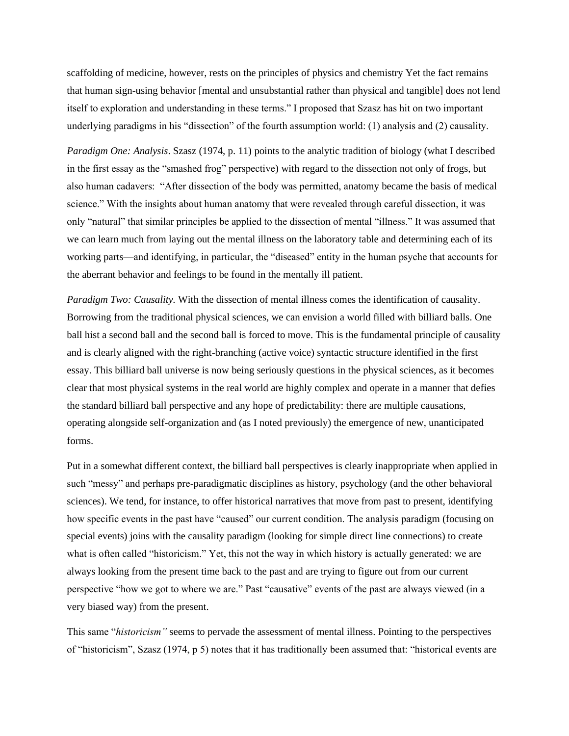scaffolding of medicine, however, rests on the principles of physics and chemistry Yet the fact remains that human sign-using behavior [mental and unsubstantial rather than physical and tangible] does not lend itself to exploration and understanding in these terms." I proposed that Szasz has hit on two important underlying paradigms in his "dissection" of the fourth assumption world: (1) analysis and (2) causality.

*Paradigm One: Analysis*. Szasz (1974, p. 11) points to the analytic tradition of biology (what I described in the first essay as the "smashed frog" perspective) with regard to the dissection not only of frogs, but also human cadavers: "After dissection of the body was permitted, anatomy became the basis of medical science." With the insights about human anatomy that were revealed through careful dissection, it was only "natural" that similar principles be applied to the dissection of mental "illness." It was assumed that we can learn much from laying out the mental illness on the laboratory table and determining each of its working parts—and identifying, in particular, the "diseased" entity in the human psyche that accounts for the aberrant behavior and feelings to be found in the mentally ill patient.

*Paradigm Two: Causality.* With the dissection of mental illness comes the identification of causality. Borrowing from the traditional physical sciences, we can envision a world filled with billiard balls. One ball hist a second ball and the second ball is forced to move. This is the fundamental principle of causality and is clearly aligned with the right-branching (active voice) syntactic structure identified in the first essay. This billiard ball universe is now being seriously questions in the physical sciences, as it becomes clear that most physical systems in the real world are highly complex and operate in a manner that defies the standard billiard ball perspective and any hope of predictability: there are multiple causations, operating alongside self-organization and (as I noted previously) the emergence of new, unanticipated forms.

Put in a somewhat different context, the billiard ball perspectives is clearly inappropriate when applied in such "messy" and perhaps pre-paradigmatic disciplines as history, psychology (and the other behavioral sciences). We tend, for instance, to offer historical narratives that move from past to present, identifying how specific events in the past have "caused" our current condition. The analysis paradigm (focusing on special events) joins with the causality paradigm (looking for simple direct line connections) to create what is often called "historicism." Yet, this not the way in which history is actually generated: we are always looking from the present time back to the past and are trying to figure out from our current perspective "how we got to where we are." Past "causative" events of the past are always viewed (in a very biased way) from the present.

This same "*historicism"* seems to pervade the assessment of mental illness. Pointing to the perspectives of "historicism", Szasz (1974, p 5) notes that it has traditionally been assumed that: "historical events are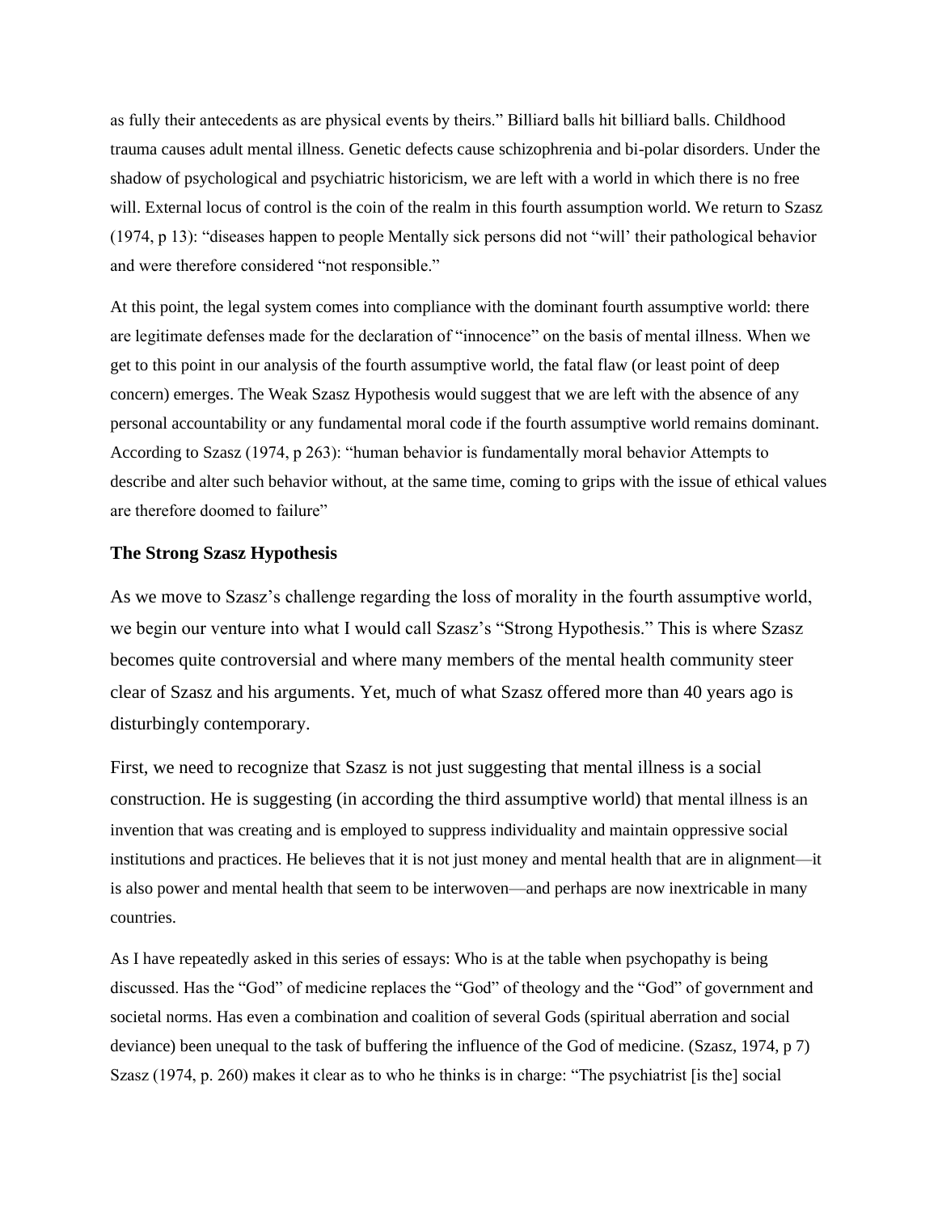as fully their antecedents as are physical events by theirs." Billiard balls hit billiard balls. Childhood trauma causes adult mental illness. Genetic defects cause schizophrenia and bi-polar disorders. Under the shadow of psychological and psychiatric historicism, we are left with a world in which there is no free will. External locus of control is the coin of the realm in this fourth assumption world. We return to Szasz (1974, p 13): "diseases happen to people Mentally sick persons did not "will' their pathological behavior and were therefore considered "not responsible."

At this point, the legal system comes into compliance with the dominant fourth assumptive world: there are legitimate defenses made for the declaration of "innocence" on the basis of mental illness. When we get to this point in our analysis of the fourth assumptive world, the fatal flaw (or least point of deep concern) emerges. The Weak Szasz Hypothesis would suggest that we are left with the absence of any personal accountability or any fundamental moral code if the fourth assumptive world remains dominant. According to Szasz (1974, p 263): "human behavior is fundamentally moral behavior Attempts to describe and alter such behavior without, at the same time, coming to grips with the issue of ethical values are therefore doomed to failure"

### The Strong Szasz Hypothesis

As we move to Szasz's challenge regarding the loss of morality in the fourth assumptive world, we begin our venture into what I would call Szasz's "Strong Hypothesis." This is where Szasz becomes quite controversial and where many members of the mental health community steer clear of Szasz and his arguments. Yet, much of what Szasz offered more than 40 years ago is disturbingly contemporary.

First, we need to recognize that Szasz is not just suggesting that mental illness is a social construction. He is suggesting (in according the third assumptive world) that mental illness is an invention that was creating and is employed to suppress individuality and maintain oppressive social institutions and practices. He believes that it is not just money and mental health that are in alignment—it is also power and mental health that seem to be interwoven—and perhaps are now inextricable in many countries.

As I have repeatedly asked in this series of essays: Who is at the table when psychopathy is being discussed. Has the "God" of medicine replaces the "God" of theology and the "God" of government and societal norms. Has even a combination and coalition of several Gods (spiritual aberration and social deviance) been unequal to the task of buffering the influence of the God of medicine. (Szasz, 1974, p 7) Szasz (1974, p. 260) makes it clear as to who he thinks is in charge: "The psychiatrist [is the] social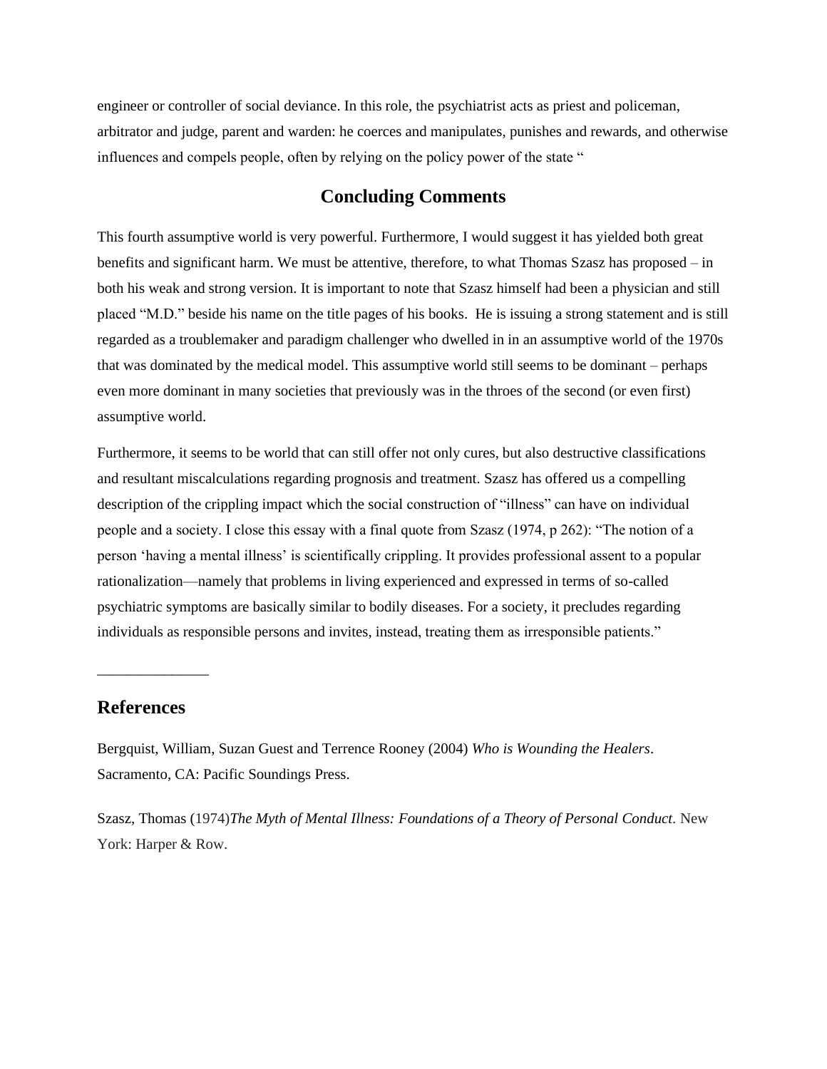engineer or controller of social deviance. In this role, the psychiatrist acts as priest and policeman, arbitrator and judge, parent and warden: he coerces and manipulates, punishes and rewards, and otherwise influences and compels people, often by relying on the policy power of the state "

## Concluding Comments

This fourth assumptive world is very powerful. Furthermore, I would suggest it has yielded both great benefits and significant harm. We must be attentive, therefore, to what Thomas Szasz has proposed – in both his weak and strong version. It is important to note that Szasz himself had been a physician and still placed "M.D." beside his name on the title pages of his books. He is issuing a strong statement and is still regarded as a troublemaker and paradigm challenger who dwelled in in an assumptive world of the 1970s that was dominated by the medical model. This assumptive world still seems to be dominant – perhaps even more dominant in many societies that previously was in the throes of the second (or even first) assumptive world.

Furthermore, it seems to be world that can still offer not only cures, but also destructive classifications and resultant miscalculations regarding prognosis and treatment. Szasz has offered us a compelling description of the crippling impact which the social construction of "illness" can have on individual people and a society. I close this essay with a final quote from Szasz (1974, p 262): "The notion of a person 'having a mental illness' is scientifically crippling. It provides professional assent to a popular rationalization—namely that problems in living experienced and expressed in terms of so-called psychiatric symptoms are basically similar to bodily diseases. For a society, it precludes regarding individuals as responsible persons and invites, instead, treating them as irresponsible patients."

---

## References

Bergquist, William, Suzan Guest and Terrence Rooney (2004) *Who is Wounding the Healers*. Sacramento, CA: Pacific Soundings Press.

Szasz, Thomas (1974)*The Myth of Mental Illness: Foundations of a Theory of Personal Conduct*. New York: Harper & Row.